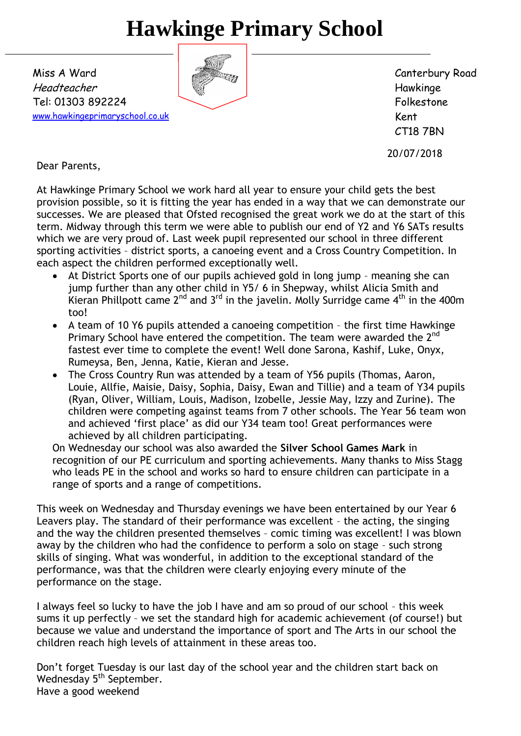# Hawkinge Primary School

Miss A Ward
*Headteacher*
Tel: 01303 892224
www.hawkingeprimaryschool.co.uk

Canterbury Road
Hawkinge
Folkestone
Kent
CT18 7BN

20/07/2018

Dear Parents,

At Hawkinge Primary School we work hard all year to ensure your child gets the best provision possible, so it is fitting the year has ended in a way that we can demonstrate our successes. We are pleased that Ofsted recognised the great work we do at the start of this term. Midway through this term we were able to publish our end of Y2 and Y6 SATs results which we are very proud of. Last week pupil represented our school in three different sporting activities – district sports, a canoeing event and a Cross Country Competition. In each aspect the children performed exceptionally well.

- At District Sports one of our pupils achieved gold in long jump – meaning she can jump further than any other child in Y5/ 6 in Shepway, whilst Alicia Smith and Kieran Phillpott came 2nd and 3rd in the javelin. Molly Surridge came 4th in the 400m too!
- A team of 10 Y6 pupils attended a canoeing competition – the first time Hawkinge Primary School have entered the competition. The team were awarded the 2nd fastest ever time to complete the event! Well done Sarona, Kashif, Luke, Onyx, Rumeysa, Ben, Jenna, Katie, Kieran and Jesse.
- The Cross Country Run was attended by a team of Y56 pupils (Thomas, Aaron, Louie, Allfie, Maisie, Daisy, Sophia, Daisy, Ewan and Tillie) and a team of Y34 pupils (Ryan, Oliver, William, Louis, Madison, Izobelle, Jessie May, Izzy and Zurine). The children were competing against teams from 7 other schools. The Year 56 team won and achieved 'first place' as did our Y34 team too! Great performances were achieved by all children participating.

On Wednesday our school was also awarded the **Silver School Games Mark** in recognition of our PE curriculum and sporting achievements. Many thanks to Miss Stagg who leads PE in the school and works so hard to ensure children can participate in a range of sports and a range of competitions.

This week on Wednesday and Thursday evenings we have been entertained by our Year 6 Leavers play. The standard of their performance was excellent – the acting, the singing and the way the children presented themselves – comic timing was excellent! I was blown away by the children who had the confidence to perform a solo on stage – such strong skills of singing. What was wonderful, in addition to the exceptional standard of the performance, was that the children were clearly enjoying every minute of the performance on the stage.

I always feel so lucky to have the job I have and am so proud of our school – this week sums it up perfectly – we set the standard high for academic achievement (of course!) but because we value and understand the importance of sport and The Arts in our school the children reach high levels of attainment in these areas too.

Don't forget Tuesday is our last day of the school year and the children start back on Wednesday 5th September.
Have a good weekend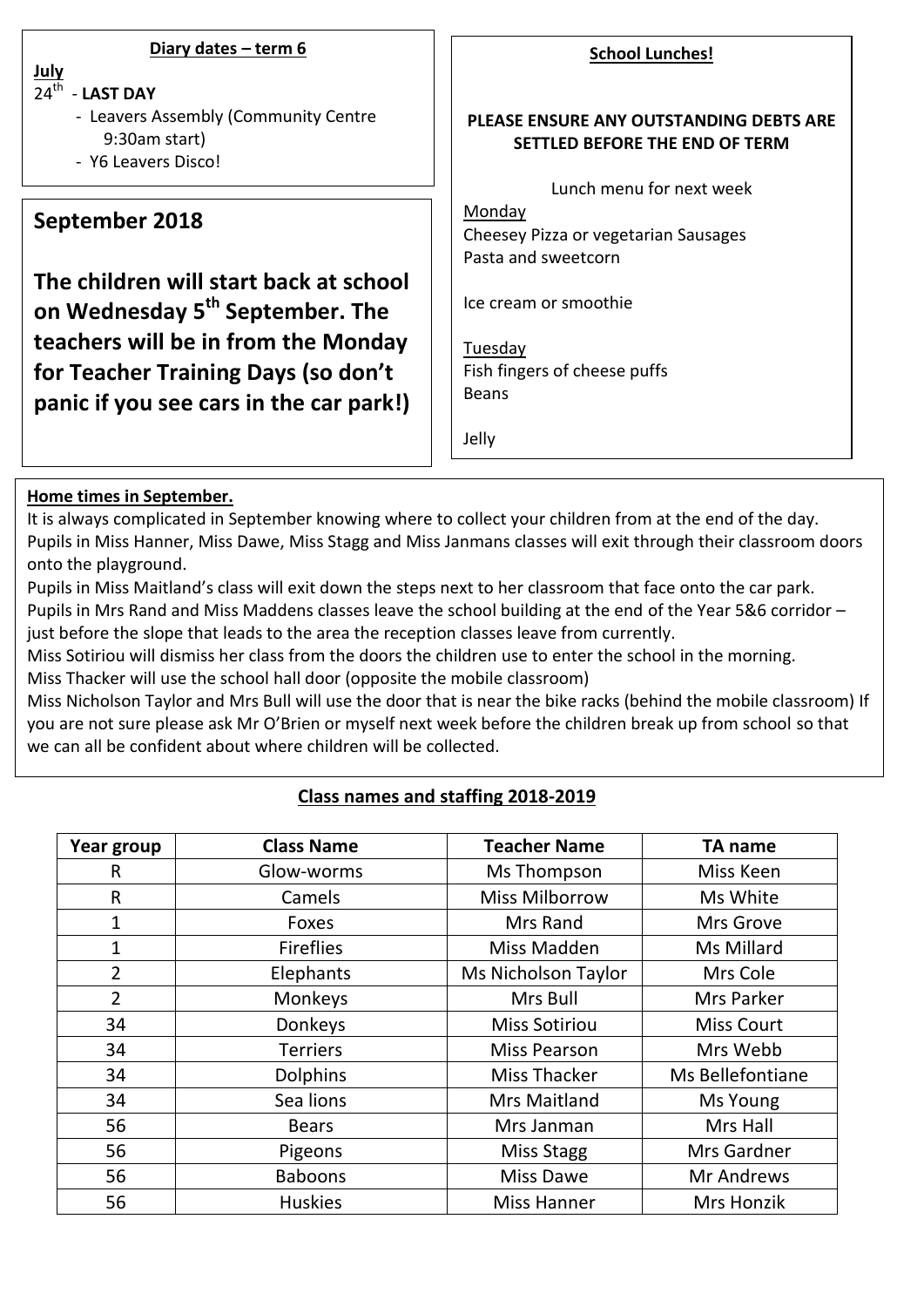**Diary dates – term 6**

**July**

24th - **LAST DAY**

- Leavers Assembly (Community Centre 9:30am start)
- Y6 Leavers Disco!

## September 2018

**The children will start back at school on Wednesday 5th September. The teachers will be in from the Monday for Teacher Training Days (so don't panic if you see cars in the car park!)**

**School Lunches!**

**PLEASE ENSURE ANY OUTSTANDING DEBTS ARE SETTLED BEFORE THE END OF TERM**

Lunch menu for next week

Monday

Cheesey Pizza or vegetarian Sausages
Pasta and sweetcorn

Ice cream or smoothie

Tuesday

Fish fingers of cheese puffs
Beans

Jelly

**Home times in September.**

It is always complicated in September knowing where to collect your children from at the end of the day. Pupils in Miss Hanner, Miss Dawe, Miss Stagg and Miss Janmans classes will exit through their classroom doors onto the playground.

Pupils in Miss Maitland's class will exit down the steps next to her classroom that face onto the car park.

Pupils in Mrs Rand and Miss Maddens classes leave the school building at the end of the Year 5&6 corridor – just before the slope that leads to the area the reception classes leave from currently.

Miss Sotiriou will dismiss her class from the doors the children use to enter the school in the morning.

Miss Thacker will use the school hall door (opposite the mobile classroom)

Miss Nicholson Taylor and Mrs Bull will use the door that is near the bike racks (behind the mobile classroom) If you are not sure please ask Mr O'Brien or myself next week before the children break up from school so that we can all be confident about where children will be collected.

**Class names and staffing 2018-2019**

| Year group | Class Name | Teacher Name | TA name |
|---|---|---|---|
| R | Glow-worms | Ms Thompson | Miss Keen |
| R | Camels | Miss Milborrow | Ms White |
| 1 | Foxes | Mrs Rand | Mrs Grove |
| 1 | Fireflies | Miss Madden | Ms Millard |
| 2 | Elephants | Ms Nicholson Taylor | Mrs Cole |
| 2 | Monkeys | Mrs Bull | Mrs Parker |
| 34 | Donkeys | Miss Sotiriou | Miss Court |
| 34 | Terriers | Miss Pearson | Mrs Webb |
| 34 | Dolphins | Miss Thacker | Ms Bellefontiane |
| 34 | Sea lions | Mrs Maitland | Ms Young |
| 56 | Bears | Mrs Janman | Mrs Hall |
| 56 | Pigeons | Miss Stagg | Mrs Gardner |
| 56 | Baboons | Miss Dawe | Mr Andrews |
| 56 | Huskies | Miss Hanner | Mrs Honzik |